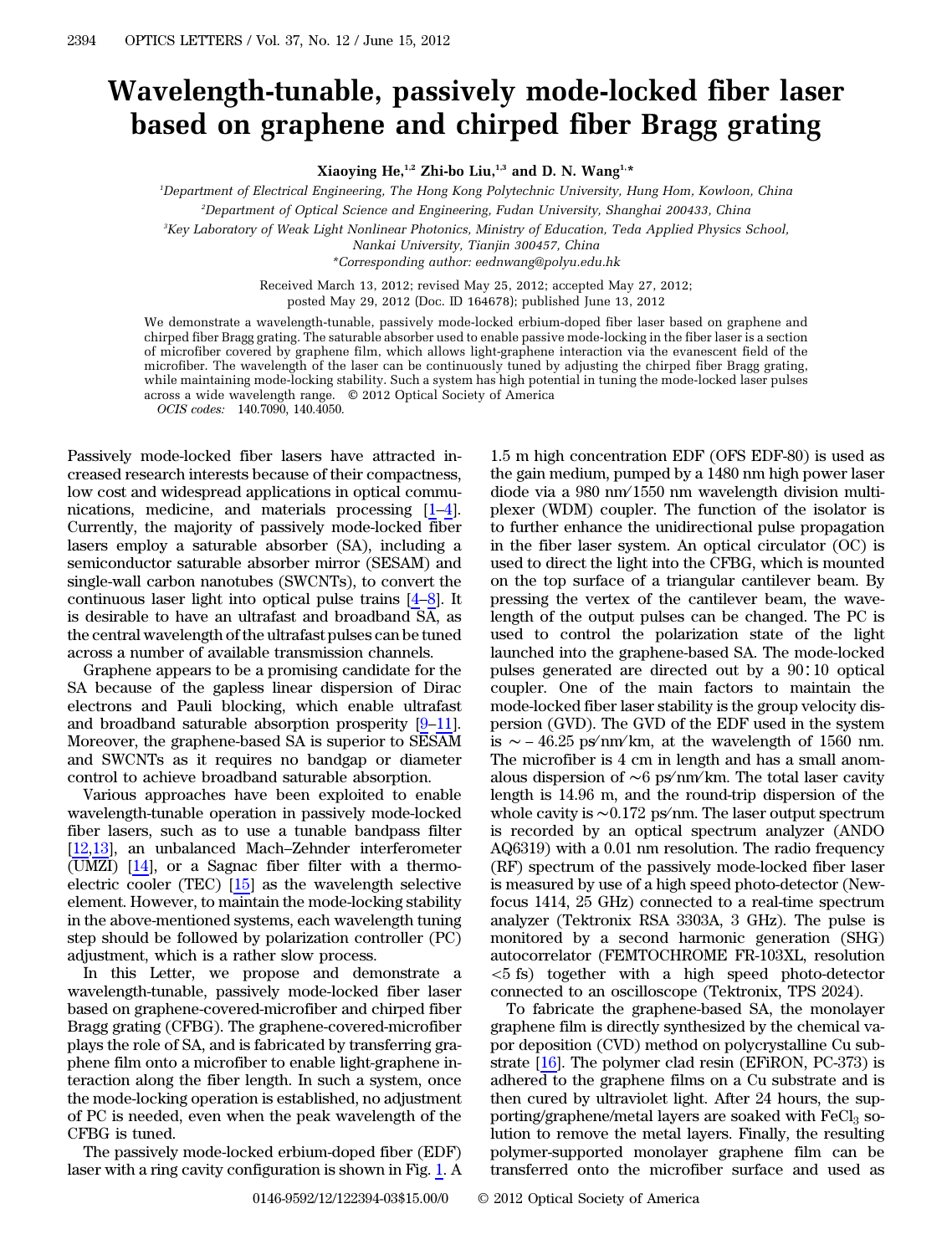# Wavelength-tunable, passively mode-locked fiber laser based on graphene and chirped fiber Bragg grating

**Xiaoying He,[1,2] Zhi-bo Liu,[1,3] and D. N. Wang[1,*]**

[1]*Department of Electrical Engineering, The Hong Kong Polytechnic University, Hung Hom, Kowloon, China*

[2]*Department of Optical Science and Engineering, Fudan University, Shanghai 200433, China*

[3]*Key Laboratory of Weak Light Nonlinear Photonics, Ministry of Education, Teda Applied Physics School, Nankai University, Tianjin 300457, China*

*\*Corresponding author: eednwang@polyu.edu.hk*

Received March 13, 2012; revised May 25, 2012; accepted May 27, 2012; posted May 29, 2012 (Doc. ID 164678); published June 13, 2012

We demonstrate a wavelength-tunable, passively mode-locked erbium-doped fiber laser based on graphene and chirped fiber Bragg grating. The saturable absorber used to enable passive mode-locking in the fiber laser is a section of microfiber covered by graphene film, which allows light-graphene interaction via the evanescent field of the microfiber. The wavelength of the laser can be continuously tuned by adjusting the chirped fiber Bragg grating, while maintaining mode-locking stability. Such a system has high potential in tuning the mode-locked laser pulses across a wide wavelength range. © 2012 Optical Society of America

*OCIS codes:* 140.7090, 140.4050.

Passively mode-locked fiber lasers have attracted increased research interests because of their compactness, low cost and widespread applications in optical communications, medicine, and materials processing [1–4]. Currently, the majority of passively mode-locked fiber lasers employ a saturable absorber (SA), including a semiconductor saturable absorber mirror (SESAM) and single-wall carbon nanotubes (SWCNTs), to convert the continuous laser light into optical pulse trains [4–8]. It is desirable to have an ultrafast and broadband SA, as the central wavelength of the ultrafast pulses can be tuned across a number of available transmission channels.

Graphene appears to be a promising candidate for the SA because of the gapless linear dispersion of Dirac electrons and Pauli blocking, which enable ultrafast and broadband saturable absorption prosperity [9–11]. Moreover, the graphene-based SA is superior to SESAM and SWCNTs as it requires no bandgap or diameter control to achieve broadband saturable absorption.

Various approaches have been exploited to enable wavelength-tunable operation in passively mode-locked fiber lasers, such as to use a tunable bandpass filter [12,13], an unbalanced Mach–Zehnder interferometer (UMZI) [14], or a Sagnac fiber filter with a thermoelectric cooler (TEC) [15] as the wavelength selective element. However, to maintain the mode-locking stability in the above-mentioned systems, each wavelength tuning step should be followed by polarization controller (PC) adjustment, which is a rather slow process.

In this Letter, we propose and demonstrate a wavelength-tunable, passively mode-locked fiber laser based on graphene-covered-microfiber and chirped fiber Bragg grating (CFBG). The graphene-covered-microfiber plays the role of SA, and is fabricated by transferring graphene film onto a microfiber to enable light-graphene interaction along the fiber length. In such a system, once the mode-locking operation is established, no adjustment of PC is needed, even when the peak wavelength of the CFBG is tuned.

The passively mode-locked erbium-doped fiber (EDF) laser with a ring cavity configuration is shown in Fig. 1. A 1.5 m high concentration EDF (OFS EDF-80) is used as the gain medium, pumped by a 1480 nm high power laser diode via a 980 nm/1550 nm wavelength division multiplexer (WDM) coupler. The function of the isolator is to further enhance the unidirectional pulse propagation in the fiber laser system. An optical circulator (OC) is used to direct the light into the CFBG, which is mounted on the top surface of a triangular cantilever beam. By pressing the vertex of the cantilever beam, the wavelength of the output pulses can be changed. The PC is used to control the polarization state of the light launched into the graphene-based SA. The mode-locked pulses generated are directed out by a 90∶10 optical coupler. One of the main factors to maintain the mode-locked fiber laser stability is the group velocity dispersion (GVD). The GVD of the EDF used in the system is $\sim -46.25$ ps/nm/km, at the wavelength of 1560 nm. The microfiber is 4 cm in length and has a small anomalous dispersion of $\sim$6 ps/nm/km. The total laser cavity length is 14.96 m, and the round-trip dispersion of the whole cavity is $\sim$0.172 ps/nm. The laser output spectrum is recorded by an optical spectrum analyzer (ANDO AQ6319) with a 0.01 nm resolution. The radio frequency (RF) spectrum of the passively mode-locked fiber laser is measured by use of a high speed photo-detector (Newfocus 1414, 25 GHz) connected to a real-time spectrum analyzer (Tektronix RSA 3303A, 3 GHz). The pulse is monitored by a second harmonic generation (SHG) autocorrelator (FEMTOCHROME FR-103XL, resolution <5 fs) together with a high speed photo-detector connected to an oscilloscope (Tektronix, TPS 2024).

To fabricate the graphene-based SA, the monolayer graphene film is directly synthesized by the chemical vapor deposition (CVD) method on polycrystalline Cu substrate [16]. The polymer clad resin (EFiRON, PC-373) is adhered to the graphene films on a Cu substrate and is then cured by ultraviolet light. After 24 hours, the supporting/graphene/metal layers are soaked with $FeCl_3$ solution to remove the metal layers. Finally, the resulting polymer-supported monolayer graphene film can be transferred onto the microfiber surface and used as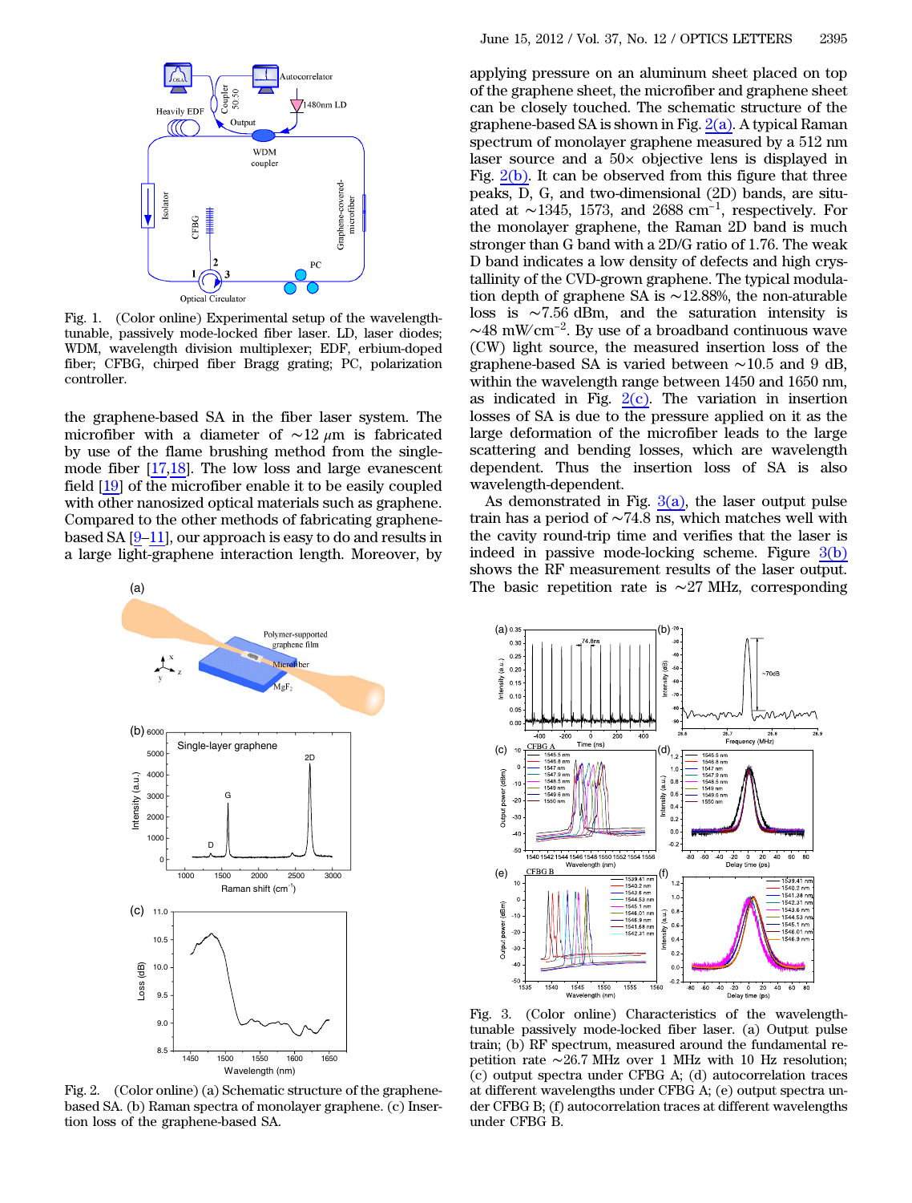Fig. 1. (Color online) Experimental setup of the wavelength-tunable, passively mode-locked fiber laser. LD, laser diodes; WDM, wavelength division multiplexer; EDF, erbium-doped fiber; CFBG, chirped fiber Bragg grating; PC, polarization controller.

the graphene-based SA in the fiber laser system. The microfiber with a diameter of $\sim 12$ $\mu$m is fabricated by use of the flame brushing method from the single-mode fiber [17,18]. The low loss and large evanescent field [19] of the microfiber enable it to be easily coupled with other nanosized optical materials such as graphene. Compared to the other methods of fabricating graphene-based SA [9–11], our approach is easy to do and results in a large light-graphene interaction length. Moreover, by applying pressure on an aluminum sheet placed on top of the graphene sheet, the microfiber and graphene sheet can be closely touched. The schematic structure of the graphene-based SA is shown in Fig. 2(a). A typical Raman spectrum of monolayer graphene measured by a 512 nm laser source and a 50× objective lens is displayed in Fig. 2(b). It can be observed from this figure that three peaks, D, G, and two-dimensional (2D) bands, are situated at $\sim$1345, 1573, and 2688 $\text{cm}^{-1}$, respectively. For the monolayer graphene, the Raman 2D band is much stronger than G band with a 2D/G ratio of 1.76. The weak D band indicates a low density of defects and high crystallinity of the CVD-grown graphene. The typical modulation depth of graphene SA is $\sim$12.88%, the non-aturable loss is $\sim$7.56 dBm, and the saturation intensity is $\sim$48 $\text{mW/cm}^{-2}$. By use of a broadband continuous wave (CW) light source, the measured insertion loss of the graphene-based SA is varied between $\sim$10.5 and 9 dB, within the wavelength range between 1450 and 1650 nm, as indicated in Fig. 2(c). The variation in insertion losses of SA is due to the pressure applied on it as the large deformation of the microfiber leads to the large scattering and bending losses, which are wavelength dependent. Thus the insertion loss of SA is also wavelength-dependent.

As demonstrated in Fig. 3(a), the laser output pulse train has a period of $\sim$74.8 ns, which matches well with the cavity round-trip time and verifies that the laser is indeed in passive mode-locking scheme. Figure 3(b) shows the RF measurement results of the laser output. The basic repetition rate is $\sim$27 MHz, corresponding

Fig. 2. (Color online) (a) Schematic structure of the graphene-based SA. (b) Raman spectra of monolayer graphene. (c) Insertion loss of the graphene-based SA.

Fig. 3. (Color online) Characteristics of the wavelength-tunable passively mode-locked fiber laser. (a) Output pulse train; (b) RF spectrum, measured around the fundamental repetition rate $\sim$26.7 MHz over 1 MHz with 10 Hz resolution; (c) output spectra under CFBG A; (d) autocorrelation traces at different wavelengths under CFBG A; (e) output spectra under CFBG B; (f) autocorrelation traces at different wavelengths under CFBG B.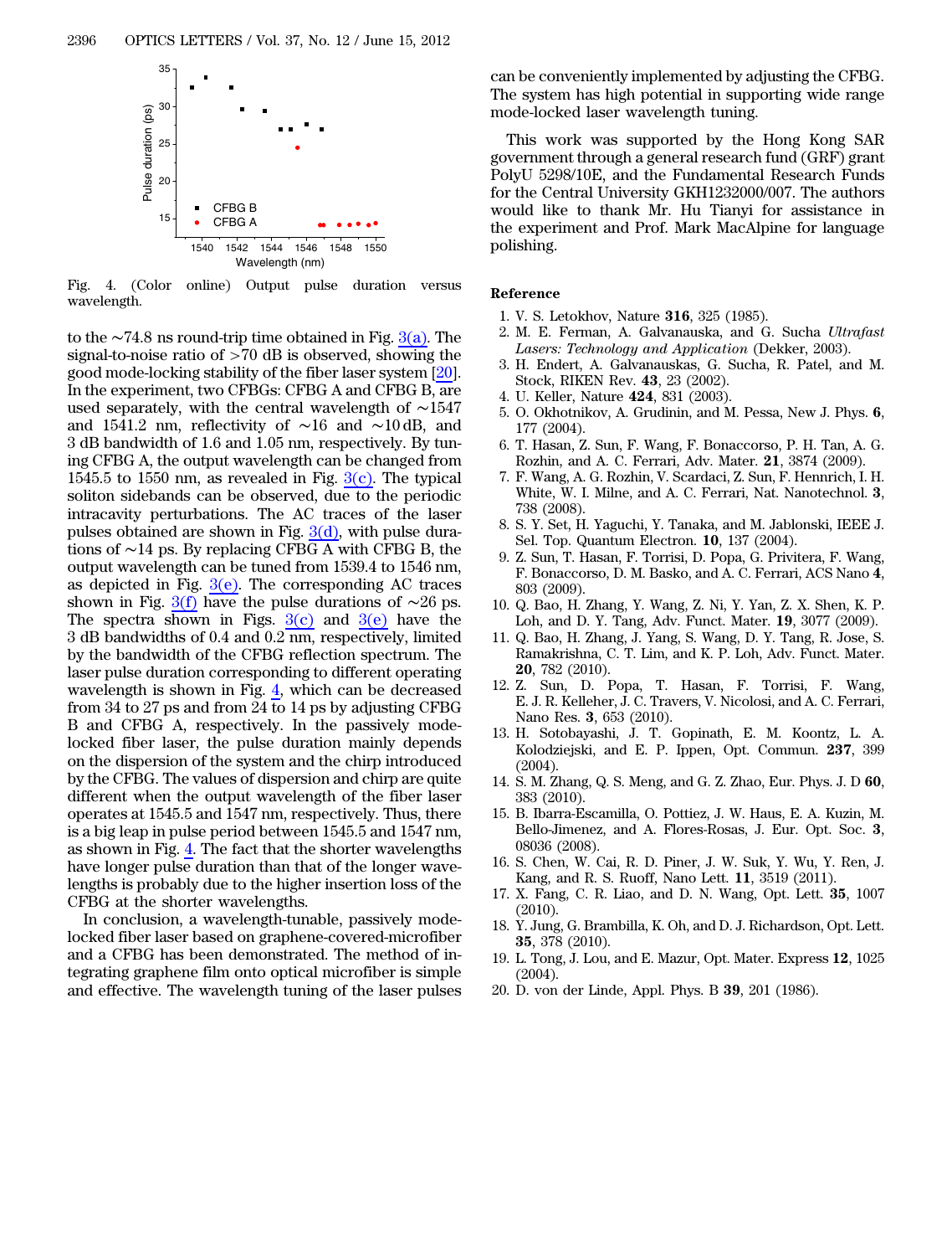35
30
25
20
15
Pulse duration (ps)
CFBG B
CFBG A
1540 1542 1544 1546 1548 1550
Wavelength (nm)

Fig. 4. (Color online) Output pulse duration versus wavelength.

to the ~74.8 ns round-trip time obtained in Fig. 3(a). The signal-to-noise ratio of >70 dB is observed, showing the good mode-locking stability of the fiber laser system [20]. In the experiment, two CFBGs: CFBG A and CFBG B, are used separately, with the central wavelength of ~1547 and 1541.2 nm, reflectivity of ~16 and ~10 dB, and 3 dB bandwidth of 1.6 and 1.05 nm, respectively. By tuning CFBG A, the output wavelength can be changed from 1545.5 to 1550 nm, as revealed in Fig. 3(c). The typical soliton sidebands can be observed, due to the periodic intracavity perturbations. The AC traces of the laser pulses obtained are shown in Fig. 3(d), with pulse durations of ~14 ps. By replacing CFBG A with CFBG B, the output wavelength can be tuned from 1539.4 to 1546 nm, as depicted in Fig. 3(e). The corresponding AC traces shown in Fig. 3(f) have the pulse durations of ~26 ps. The spectra shown in Figs. 3(c) and 3(e) have the 3 dB bandwidths of 0.4 and 0.2 nm, respectively, limited by the bandwidth of the CFBG reflection spectrum. The laser pulse duration corresponding to different operating wavelength is shown in Fig. 4, which can be decreased from 34 to 27 ps and from 24 to 14 ps by adjusting CFBG B and CFBG A, respectively. In the passively mode-locked fiber laser, the pulse duration mainly depends on the dispersion of the system and the chirp introduced by the CFBG. The values of dispersion and chirp are quite different when the output wavelength of the fiber laser operates at 1545.5 and 1547 nm, respectively. Thus, there is a big leap in pulse period between 1545.5 and 1547 nm, as shown in Fig. 4. The fact that the shorter wavelengths have longer pulse duration than that of the longer wavelengths is probably due to the higher insertion loss of the CFBG at the shorter wavelengths.

In conclusion, a wavelength-tunable, passively mode-locked fiber laser based on graphene-covered-microfiber and a CFBG has been demonstrated. The method of integrating graphene film onto optical microfiber is simple and effective. The wavelength tuning of the laser pulses can be conveniently implemented by adjusting the CFBG. The system has high potential in supporting wide range mode-locked laser wavelength tuning.

This work was supported by the Hong Kong SAR government through a general research fund (GRF) grant PolyU 5298/10E, and the Fundamental Research Funds for the Central University GKH1232000/007. The authors would like to thank Mr. Hu Tianyi for assistance in the experiment and Prof. Mark MacAlpine for language polishing.

## Reference

1. V. S. Letokhov, Nature **316**, 325 (1985).
2. M. E. Ferman, A. Galvanauska, and G. Sucha *Ultrafast Lasers: Technology and Application* (Dekker, 2003).
3. H. Endert, A. Galvanauskas, G. Sucha, R. Patel, and M. Stock, RIKEN Rev. **43**, 23 (2002).
4. U. Keller, Nature **424**, 831 (2003).
5. O. Okhotnikov, A. Grudinin, and M. Pessa, New J. Phys. **6**, 177 (2004).
6. T. Hasan, Z. Sun, F. Wang, F. Bonaccorso, P. H. Tan, A. G. Rozhin, and A. C. Ferrari, Adv. Mater. **21**, 3874 (2009).
7. F. Wang, A. G. Rozhin, V. Scardaci, Z. Sun, F. Hennrich, I. H. White, W. I. Milne, and A. C. Ferrari, Nat. Nanotechnol. **3**, 738 (2008).
8. S. Y. Set, H. Yaguchi, Y. Tanaka, and M. Jablonski, IEEE J. Sel. Top. Quantum Electron. **10**, 137 (2004).
9. Z. Sun, T. Hasan, F. Torrisi, D. Popa, G. Privitera, F. Wang, F. Bonaccorso, D. M. Basko, and A. C. Ferrari, ACS Nano **4**, 803 (2009).
10. Q. Bao, H. Zhang, Y. Wang, Z. Ni, Y. Yan, Z. X. Shen, K. P. Loh, and D. Y. Tang, Adv. Funct. Mater. **19**, 3077 (2009).
11. Q. Bao, H. Zhang, J. Yang, S. Wang, D. Y. Tang, R. Jose, S. Ramakrishna, C. T. Lim, and K. P. Loh, Adv. Funct. Mater. **20**, 782 (2010).
12. Z. Sun, D. Popa, T. Hasan, F. Torrisi, F. Wang, E. J. R. Kelleher, J. C. Travers, V. Nicolosi, and A. C. Ferrari, Nano Res. **3**, 653 (2010).
13. H. Sotobayashi, J. T. Gopinath, E. M. Koontz, L. A. Kolodziejski, and E. P. Ippen, Opt. Commun. **237**, 399 (2004).
14. S. M. Zhang, Q. S. Meng, and G. Z. Zhao, Eur. Phys. J. D **60**, 383 (2010).
15. B. Ibarra-Escamilla, O. Pottiez, J. W. Haus, E. A. Kuzin, M. Bello-Jimenez, and A. Flores-Rosas, J. Eur. Opt. Soc. **3**, 08036 (2008).
16. S. Chen, W. Cai, R. D. Piner, J. W. Suk, Y. Wu, Y. Ren, J. Kang, and R. S. Ruoff, Nano Lett. **11**, 3519 (2011).
17. X. Fang, C. R. Liao, and D. N. Wang, Opt. Lett. **35**, 1007 (2010).
18. Y. Jung, G. Brambilla, K. Oh, and D. J. Richardson, Opt. Lett. **35**, 378 (2010).
19. L. Tong, J. Lou, and E. Mazur, Opt. Mater. Express **12**, 1025 (2004).
20. D. von der Linde, Appl. Phys. B **39**, 201 (1986).